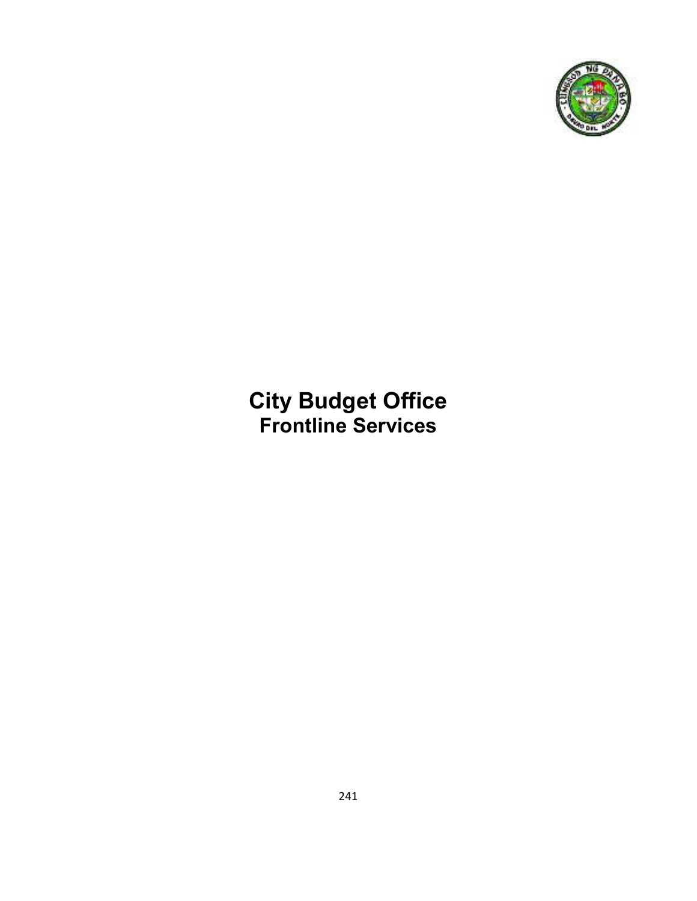# City Budget Office
## Frontline Services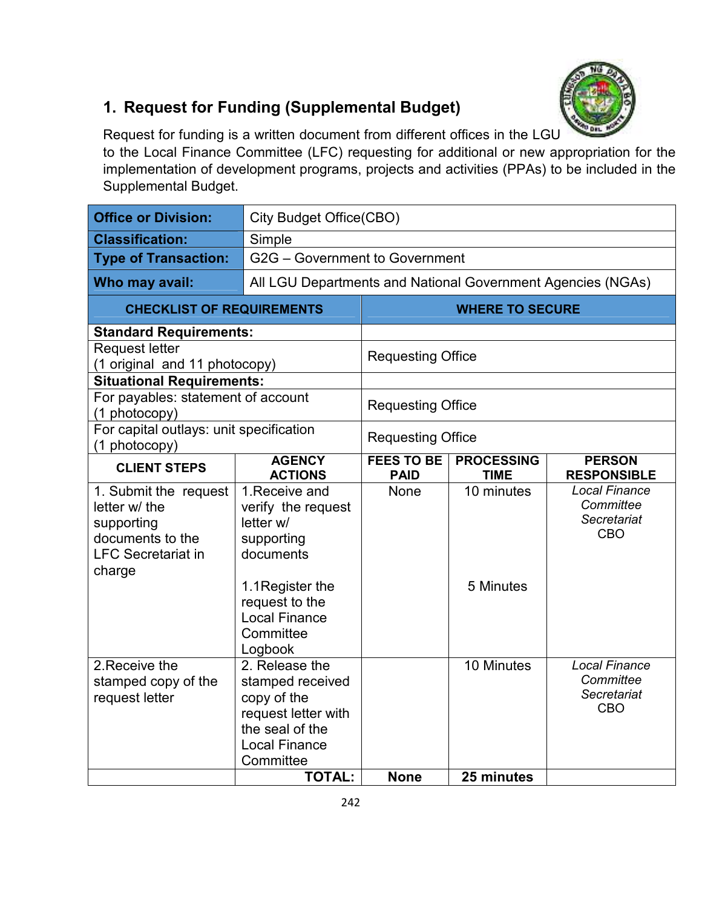## 1. Request for Funding (Supplemental Budget)

Request for funding is a written document from different offices in the LGU to the Local Finance Committee (LFC) requesting for additional or new appropriation for the implementation of development programs, projects and activities (PPAs) to be included in the Supplemental Budget.

| **Office or Division:** | City Budget Office(CBO) |
|---|---|
| **Classification:** | Simple |
| **Type of Transaction:** | G2G – Government to Government |
| **Who may avail:** | All LGU Departments and National Government Agencies (NGAs) |

| **CHECKLIST OF REQUIREMENTS** | **WHERE TO SECURE** |
|---|---|
| **Standard Requirements:** | |
| Request letter (1 original and 11 photocopy) | Requesting Office |
| **Situational Requirements:** | |
| For payables: statement of account (1 photocopy) | Requesting Office |
| For capital outlays: unit specification (1 photocopy) | Requesting Office |

| **CLIENT STEPS** | **AGENCY ACTIONS** | **FEES TO BE PAID** | **PROCESSING TIME** | **PERSON RESPONSIBLE** |
|---|---|---|---|---|
| 1. Submit the request letter w/ the supporting documents to the LFC Secretariat in charge | 1.Receive and verify the request letter w/ supporting documents | None | 10 minutes | *Local Finance Committee Secretariat* CBO |
| | 1.1Register the request to the Local Finance Committee Logbook | | 5 Minutes | |
| 2.Receive the stamped copy of the request letter | 2. Release the stamped received copy of the request letter with the seal of the Local Finance Committee | | 10 Minutes | *Local Finance Committee Secretariat* CBO |
| | **TOTAL:** | **None** | **25 minutes** | |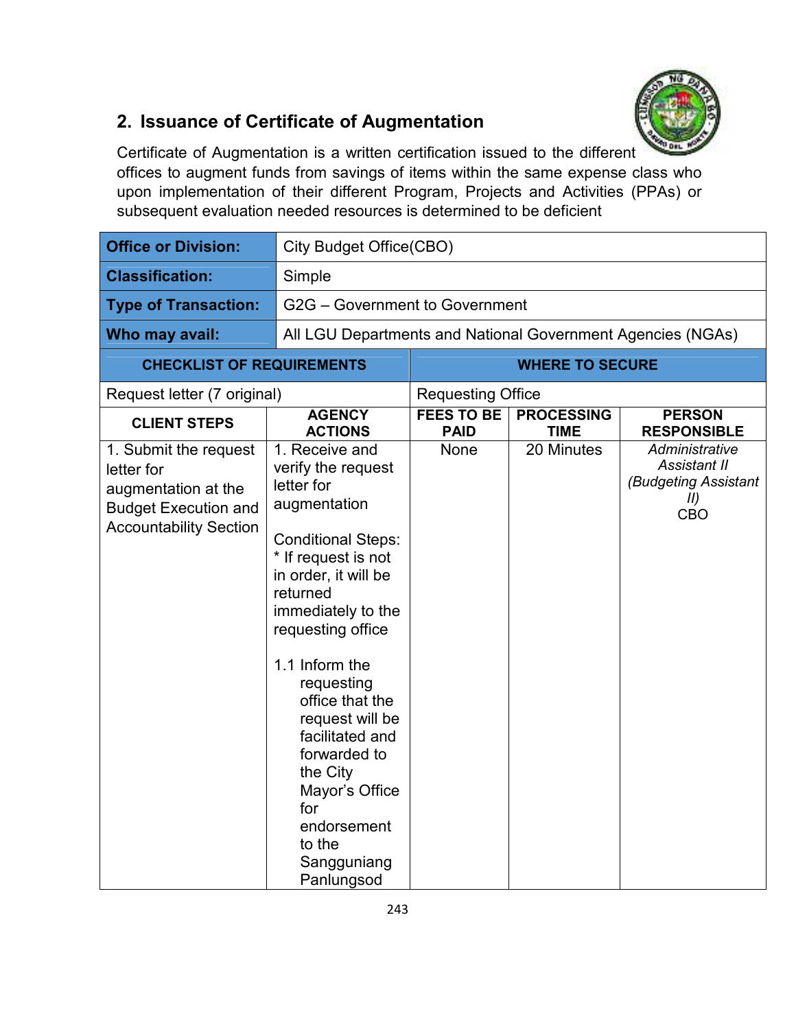## 2. Issuance of Certificate of Augmentation

Certificate of Augmentation is a written certification issued to the different offices to augment funds from savings of items within the same expense class who upon implementation of their different Program, Projects and Activities (PPAs) or subsequent evaluation needed resources is determined to be deficient

| **Office or Division:** | City Budget Office(CBO) |
|---|---|
| **Classification:** | Simple |
| **Type of Transaction:** | G2G – Government to Government |
| **Who may avail:** | All LGU Departments and National Government Agencies (NGAs) |

| CHECKLIST OF REQUIREMENTS | WHERE TO SECURE |
|---|---|
| Request letter (7 original) | Requesting Office |

| CLIENT STEPS | AGENCY ACTIONS | FEES TO BE PAID | PROCESSING TIME | PERSON RESPONSIBLE |
|---|---|---|---|---|
| 1. Submit the request letter for augmentation at the Budget Execution and Accountability Section | 1. Receive and verify the request letter for augmentation<br><br>Conditional Steps:<br>* If request is not in order, it will be returned immediately to the requesting office<br><br>1.1 Inform the requesting office that the request will be facilitated and forwarded to the City Mayor's Office for endorsement to the Sangguniang Panlungsod | None | 20 Minutes | *Administrative Assistant II (Budgeting Assistant II)*<br>CBO |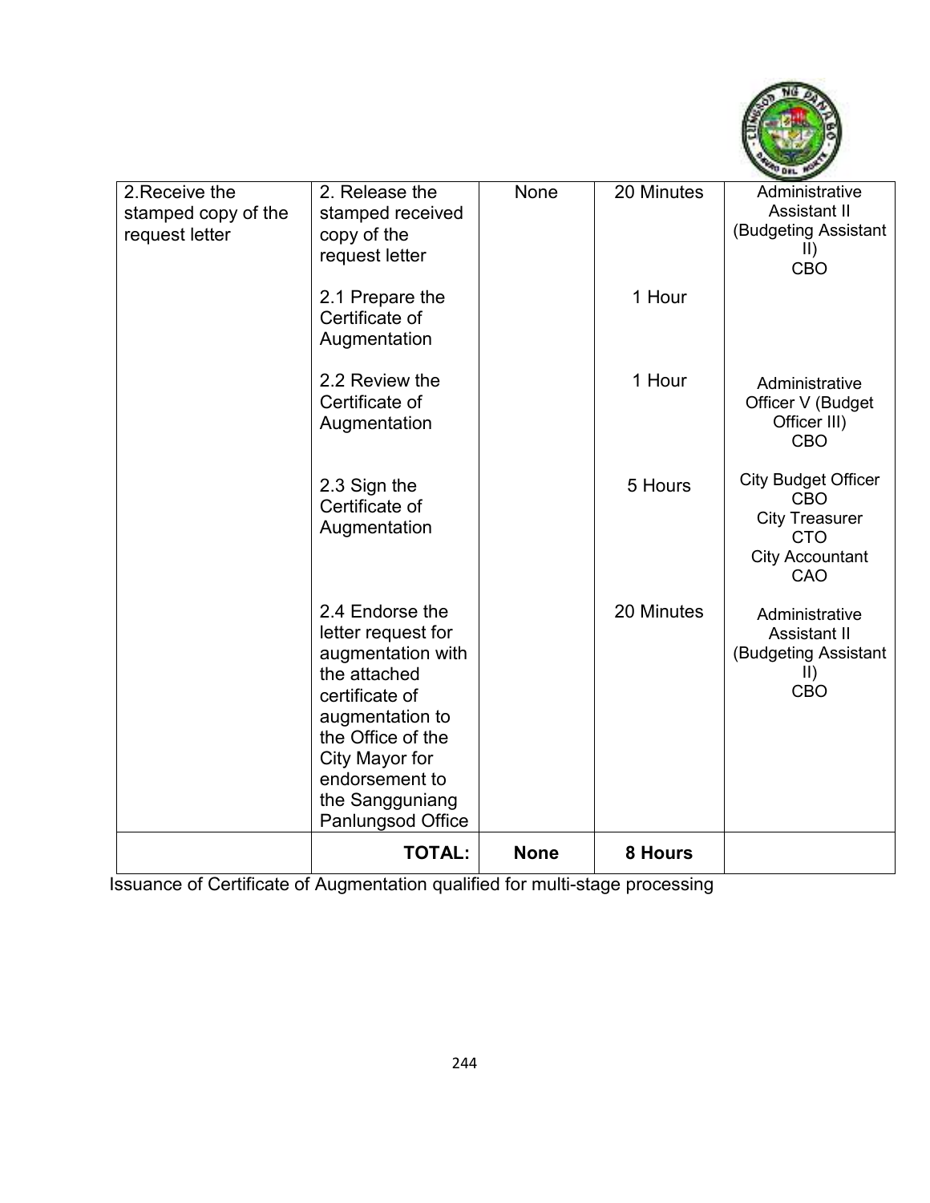| 2.Receive the stamped copy of the request letter | 2. Release the stamped received copy of the request letter | None | 20 Minutes | Administrative Assistant II (Budgeting Assistant II) CBO |
|---|---|---|---|---|
| | 2.1 Prepare the Certificate of Augmentation | | 1 Hour | |
| | 2.2 Review the Certificate of Augmentation | | 1 Hour | Administrative Officer V (Budget Officer III) CBO |
| | 2.3 Sign the Certificate of Augmentation | | 5 Hours | City Budget Officer CBO<br>City Treasurer CTO<br>City Accountant CAO |
| | 2.4 Endorse the letter request for augmentation with the attached certificate of augmentation to the Office of the City Mayor for endorsement to the Sangguniang Panlungsod Office | | 20 Minutes | Administrative Assistant II (Budgeting Assistant II) CBO |
| | **TOTAL:** | **None** | **8 Hours** | |

Issuance of Certificate of Augmentation qualified for multi-stage processing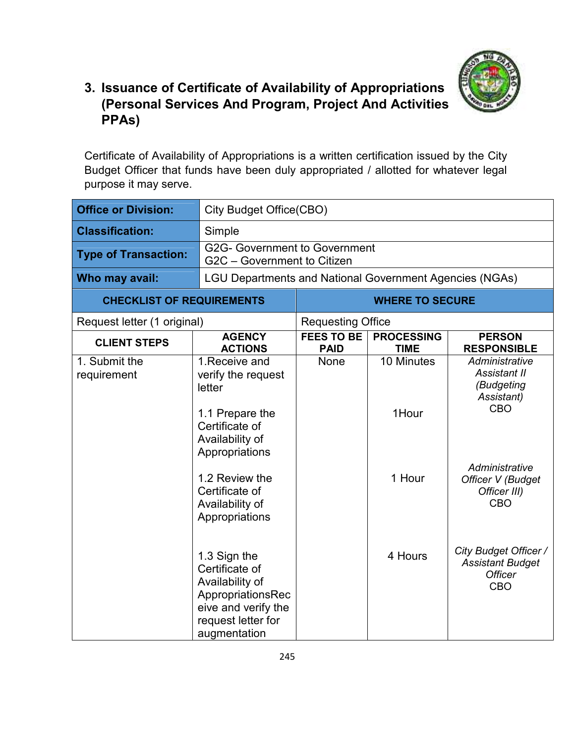### 3. Issuance of Certificate of Availability of Appropriations (Personal Services And Program, Project And Activities PPAs)

Certificate of Availability of Appropriations is a written certification issued by the City Budget Officer that funds have been duly appropriated / allotted for whatever legal purpose it may serve.

| **Office or Division:** | City Budget Office(CBO) | | | |
|---|---|---|---|---|
| **Classification:** | Simple | | | |
| **Type of Transaction:** | G2G- Government to Government<br>G2C – Government to Citizen | | | |
| **Who may avail:** | LGU Departments and National Government Agencies (NGAs) | | | |
| **CHECKLIST OF REQUIREMENTS** | | **WHERE TO SECURE** | | |
| Request letter (1 original) | | Requesting Office | | |
| **CLIENT STEPS** | **AGENCY ACTIONS** | **FEES TO BE PAID** | **PROCESSING TIME** | **PERSON RESPONSIBLE** |
| 1. Submit the requirement | 1.Receive and verify the request letter | None | 10 Minutes | *Administrative Assistant II (Budgeting Assistant)* CBO |
| | 1.1 Prepare the Certificate of Availability of Appropriations | | 1Hour | |
| | 1.2 Review the Certificate of Availability of Appropriations | | 1 Hour | *Administrative Officer V (Budget Officer III)* CBO |
| | 1.3 Sign the Certificate of Availability of AppropriationsReceive and verify the request letter for augmentation | | 4 Hours | *City Budget Officer / Assistant Budget Officer* CBO |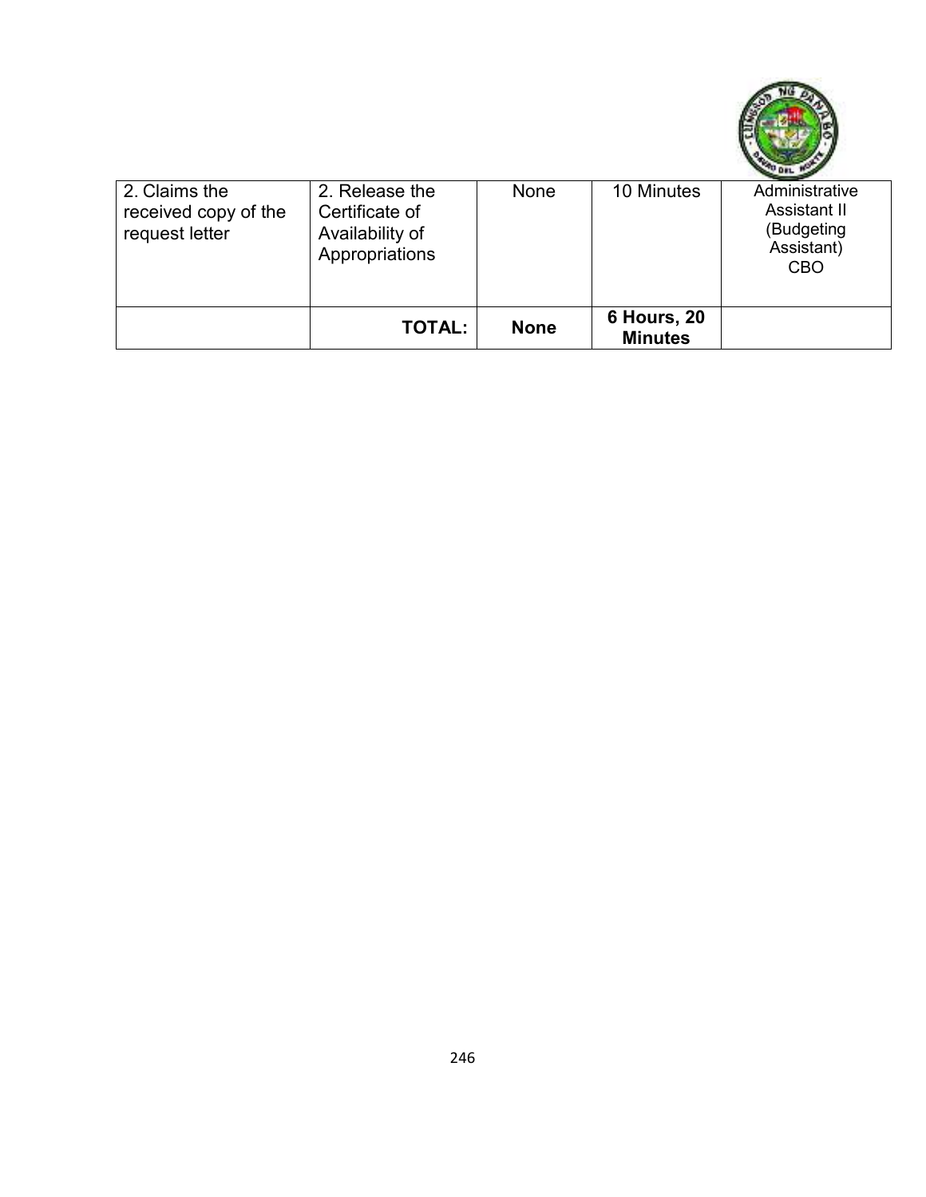| | | | | |
|---|---|---|---|---|
| 2. Claims the received copy of the request letter | 2. Release the Certificate of Availability of Appropriations | None | 10 Minutes | Administrative Assistant II (Budgeting Assistant) CBO |
| | **TOTAL:** | **None** | **6 Hours, 20 Minutes** | |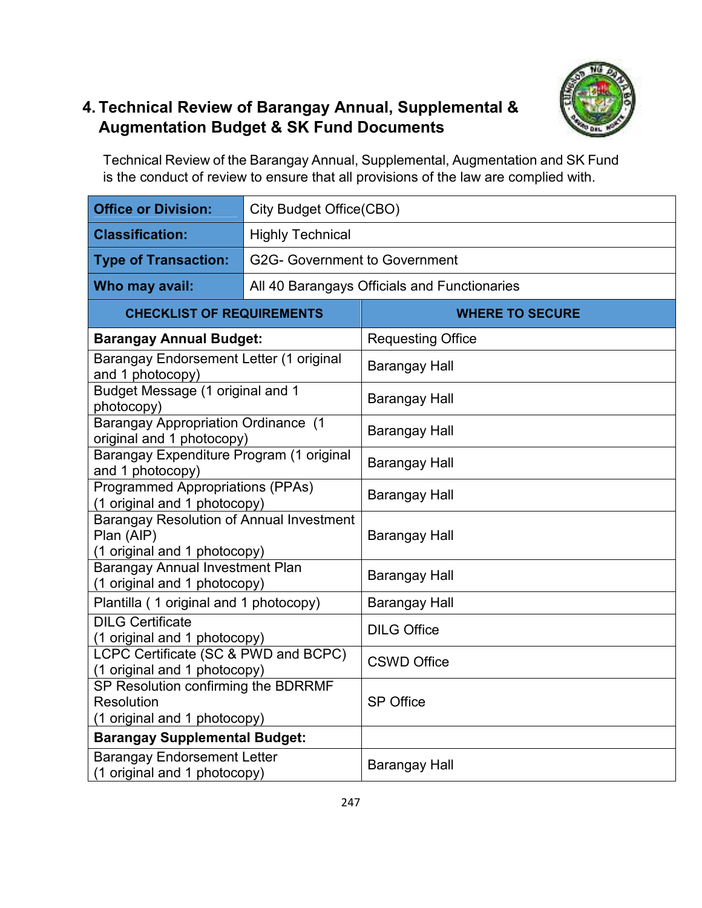## 4. Technical Review of Barangay Annual, Supplemental & Augmentation Budget & SK Fund Documents

Technical Review of the Barangay Annual, Supplemental, Augmentation and SK Fund is the conduct of review to ensure that all provisions of the law are complied with.

| **Office or Division:** | City Budget Office(CBO) |
|---|---|
| **Classification:** | Highly Technical |
| **Type of Transaction:** | G2G- Government to Government |
| **Who may avail:** | All 40 Barangays Officials and Functionaries |

| CHECKLIST OF REQUIREMENTS | WHERE TO SECURE |
|---|---|
| **Barangay Annual Budget:** | Requesting Office |
| Barangay Endorsement Letter (1 original and 1 photocopy) | Barangay Hall |
| Budget Message (1 original and 1 photocopy) | Barangay Hall |
| Barangay Appropriation Ordinance (1 original and 1 photocopy) | Barangay Hall |
| Barangay Expenditure Program (1 original and 1 photocopy) | Barangay Hall |
| Programmed Appropriations (PPAs) (1 original and 1 photocopy) | Barangay Hall |
| Barangay Resolution of Annual Investment Plan (AIP) (1 original and 1 photocopy) | Barangay Hall |
| Barangay Annual Investment Plan (1 original and 1 photocopy) | Barangay Hall |
| Plantilla ( 1 original and 1 photocopy) | Barangay Hall |
| DILG Certificate (1 original and 1 photocopy) | DILG Office |
| LCPC Certificate (SC & PWD and BCPC) (1 original and 1 photocopy) | CSWD Office |
| SP Resolution confirming the BDRRMF Resolution (1 original and 1 photocopy) | SP Office |
| **Barangay Supplemental Budget:** | |
| Barangay Endorsement Letter (1 original and 1 photocopy) | Barangay Hall |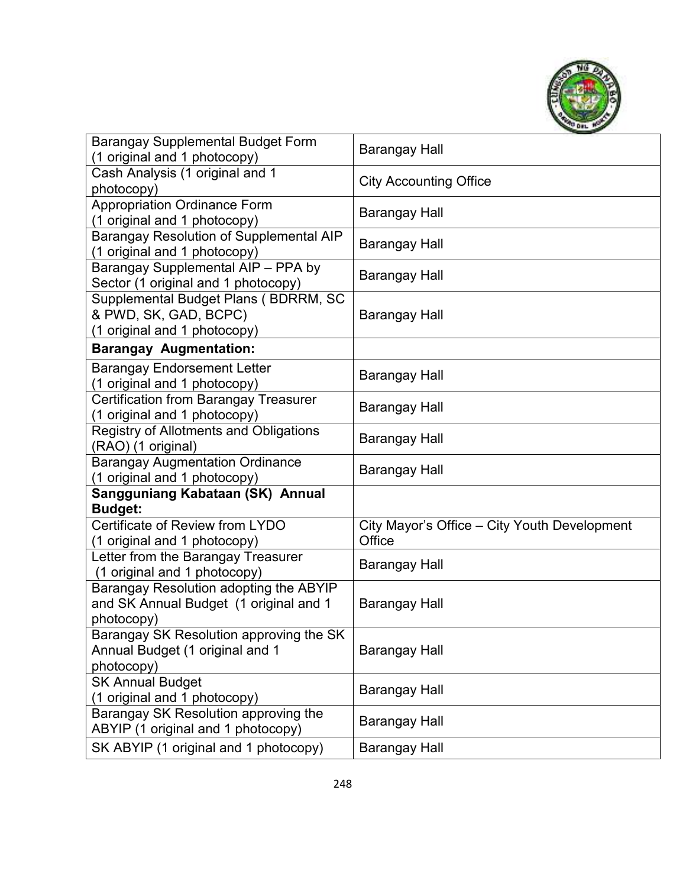| | |
|---|---|
| Barangay Supplemental Budget Form (1 original and 1 photocopy) | Barangay Hall |
| Cash Analysis (1 original and 1 photocopy) | City Accounting Office |
| Appropriation Ordinance Form (1 original and 1 photocopy) | Barangay Hall |
| Barangay Resolution of Supplemental AIP (1 original and 1 photocopy) | Barangay Hall |
| Barangay Supplemental AIP – PPA by Sector (1 original and 1 photocopy) | Barangay Hall |
| Supplemental Budget Plans ( BDRRM, SC & PWD, SK, GAD, BCPC) (1 original and 1 photocopy) | Barangay Hall |
| **Barangay Augmentation:** | |
| Barangay Endorsement Letter (1 original and 1 photocopy) | Barangay Hall |
| Certification from Barangay Treasurer (1 original and 1 photocopy) | Barangay Hall |
| Registry of Allotments and Obligations (RAO) (1 original) | Barangay Hall |
| Barangay Augmentation Ordinance (1 original and 1 photocopy) | Barangay Hall |
| **Sangguniang Kabataan (SK) Annual Budget:** | |
| Certificate of Review from LYDO (1 original and 1 photocopy) | City Mayor's Office – City Youth Development Office |
| Letter from the Barangay Treasurer (1 original and 1 photocopy) | Barangay Hall |
| Barangay Resolution adopting the ABYIP and SK Annual Budget (1 original and 1 photocopy) | Barangay Hall |
| Barangay SK Resolution approving the SK Annual Budget (1 original and 1 photocopy) | Barangay Hall |
| SK Annual Budget (1 original and 1 photocopy) | Barangay Hall |
| Barangay SK Resolution approving the ABYIP (1 original and 1 photocopy) | Barangay Hall |
| SK ABYIP (1 original and 1 photocopy) | Barangay Hall |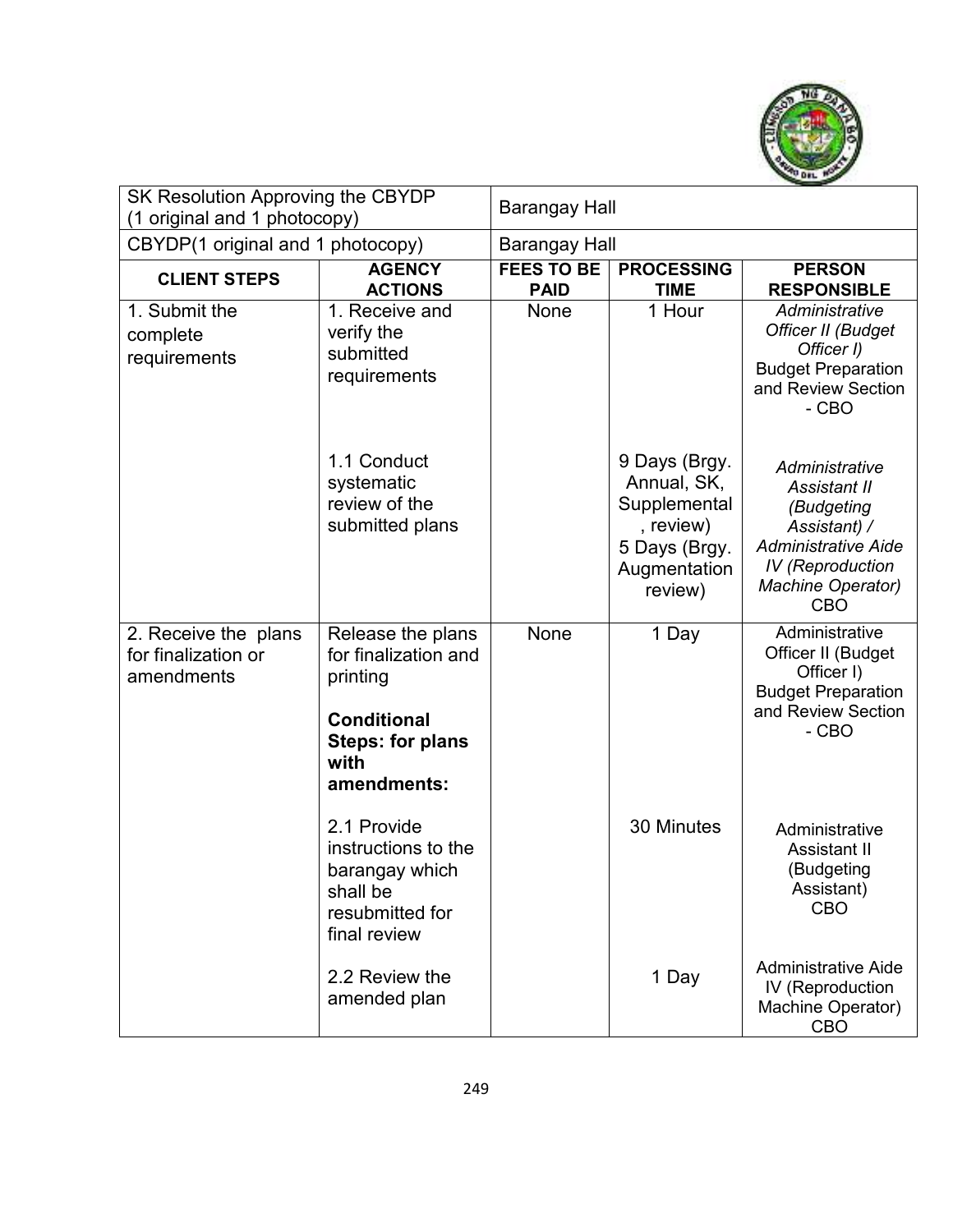| SK Resolution Approving the CBYDP (1 original and 1 photocopy) | | Barangay Hall | | |
|---|---|---|---|---|
| CBYDP(1 original and 1 photocopy) | | Barangay Hall | | |
| **CLIENT STEPS** | **AGENCY ACTIONS** | **FEES TO BE PAID** | **PROCESSING TIME** | **PERSON RESPONSIBLE** |
| 1. Submit the complete requirements | 1. Receive and verify the submitted requirements | None | 1 Hour | *Administrative Officer II (Budget Officer I)* Budget Preparation and Review Section - CBO |
| | 1.1 Conduct systematic review of the submitted plans | | 9 Days (Brgy. Annual, SK, Supplemental, review) 5 Days (Brgy. Augmentation review) | *Administrative Assistant II (Budgeting Assistant) / Administrative Aide IV (Reproduction Machine Operator)* CBO |
| 2. Receive the plans for finalization or amendments | Release the plans for finalization and printing **Conditional Steps: for plans with amendments:** | None | 1 Day | Administrative Officer II (Budget Officer I) Budget Preparation and Review Section - CBO |
| | 2.1 Provide instructions to the barangay which shall be resubmitted for final review | | 30 Minutes | Administrative Assistant II (Budgeting Assistant) CBO |
| | 2.2 Review the amended plan | | 1 Day | Administrative Aide IV (Reproduction Machine Operator) CBO |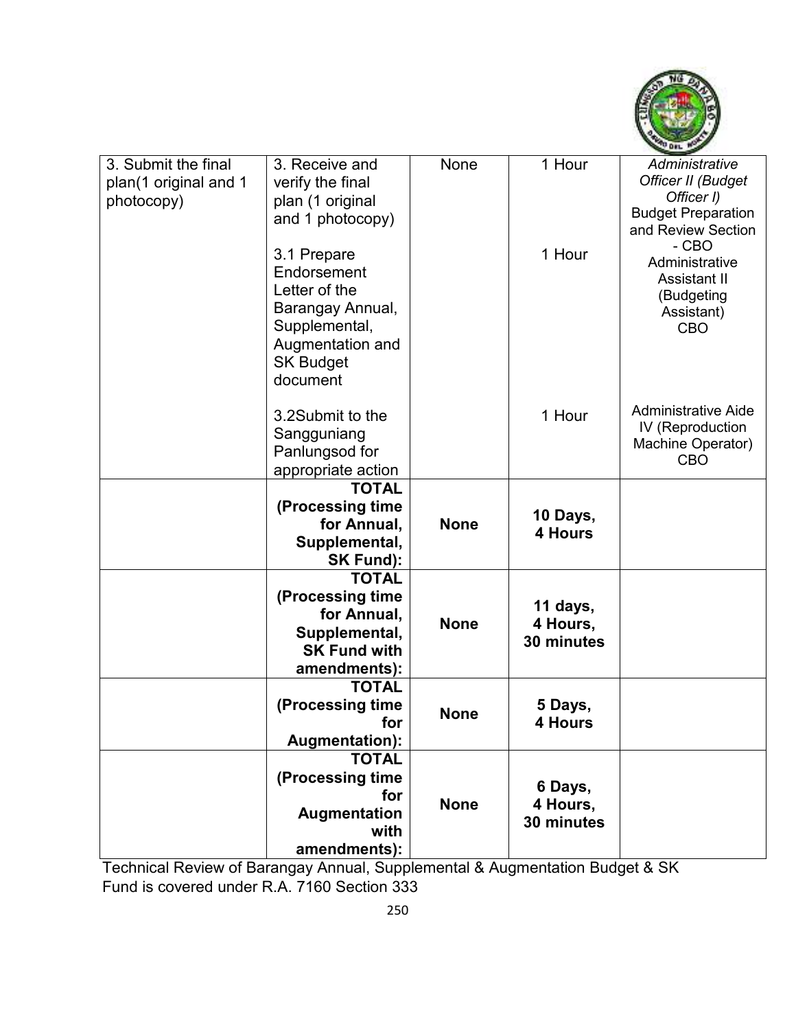| | | | | |
|---|---|---|---|---|
| 3. Submit the final plan(1 original and 1 photocopy) | 3. Receive and verify the final plan (1 original and 1 photocopy)<br><br>3.1 Prepare Endorsement Letter of the Barangay Annual, Supplemental, Augmentation and SK Budget document<br><br>3.2Submit to the Sangguniang Panlungsod for appropriate action | None | 1 Hour<br><br>1 Hour<br><br>1 Hour | *Administrative Officer II (Budget Officer I)*<br>Budget Preparation and Review Section - CBO<br>Administrative Assistant II (Budgeting Assistant)<br>CBO<br><br>Administrative Aide IV (Reproduction Machine Operator)<br>CBO |
| | **TOTAL (Processing time for Annual, Supplemental, SK Fund):** | **None** | **10 Days, 4 Hours** | |
| | **TOTAL (Processing time for Annual, Supplemental, SK Fund with amendments):** | **None** | **11 days, 4 Hours, 30 minutes** | |
| | **TOTAL (Processing time for Augmentation):** | **None** | **5 Days, 4 Hours** | |
| | **TOTAL (Processing time for Augmentation with amendments):** | **None** | **6 Days, 4 Hours, 30 minutes** | |

Technical Review of Barangay Annual, Supplemental & Augmentation Budget & SK Fund is covered under R.A. 7160 Section 333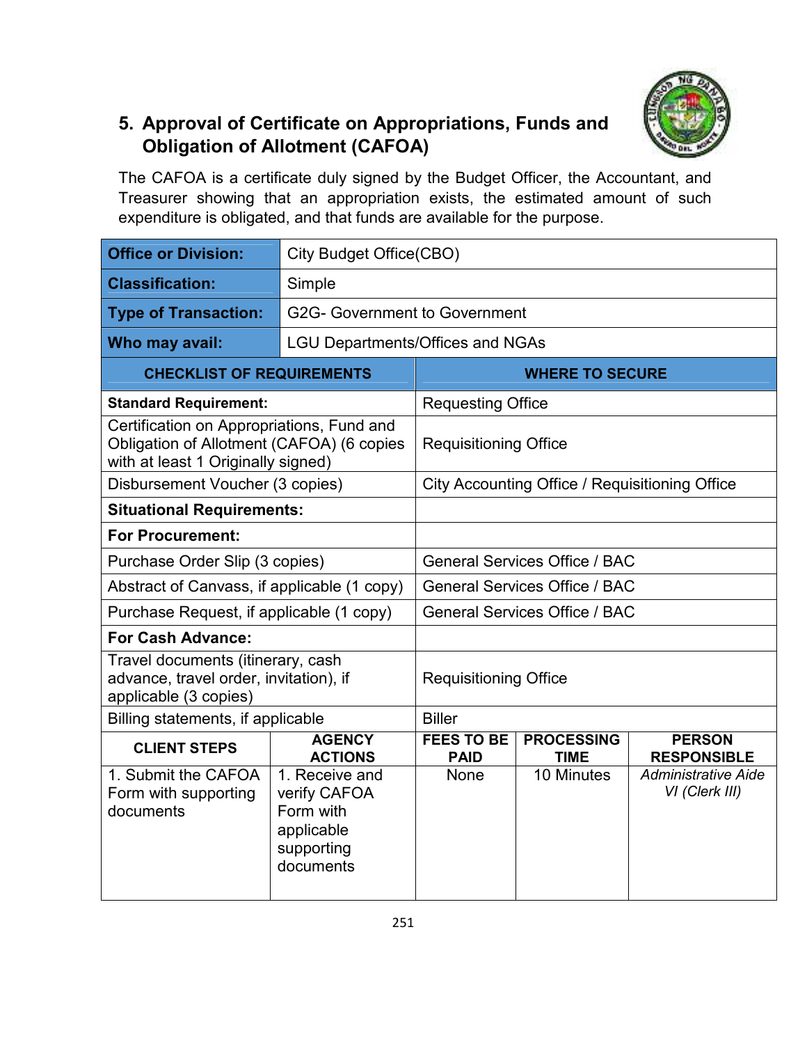## 5. Approval of Certificate on Appropriations, Funds and Obligation of Allotment (CAFOA)

The CAFOA is a certificate duly signed by the Budget Officer, the Accountant, and Treasurer showing that an appropriation exists, the estimated amount of such expenditure is obligated, and that funds are available for the purpose.

| **Office or Division:** | City Budget Office(CBO) |
|---|---|
| **Classification:** | Simple |
| **Type of Transaction:** | G2G- Government to Government |
| **Who may avail:** | LGU Departments/Offices and NGAs |

| CHECKLIST OF REQUIREMENTS | WHERE TO SECURE |
|---|---|
| **Standard Requirement:** | Requesting Office |
| Certification on Appropriations, Fund and Obligation of Allotment (CAFOA) (6 copies with at least 1 Originally signed) | Requisitioning Office |
| Disbursement Voucher (3 copies) | City Accounting Office / Requisitioning Office |
| **Situational Requirements:** | |
| **For Procurement:** | |
| Purchase Order Slip (3 copies) | General Services Office / BAC |
| Abstract of Canvass, if applicable (1 copy) | General Services Office / BAC |
| Purchase Request, if applicable (1 copy) | General Services Office / BAC |
| **For Cash Advance:** | |
| Travel documents (itinerary, cash advance, travel order, invitation), if applicable (3 copies) | Requisitioning Office |
| Billing statements, if applicable | Biller |

| CLIENT STEPS | AGENCY ACTIONS | FEES TO BE PAID | PROCESSING TIME | PERSON RESPONSIBLE |
|---|---|---|---|---|
| 1. Submit the CAFOA Form with supporting documents | 1. Receive and verify CAFOA Form with applicable supporting documents | None | 10 Minutes | *Administrative Aide VI (Clerk III)* |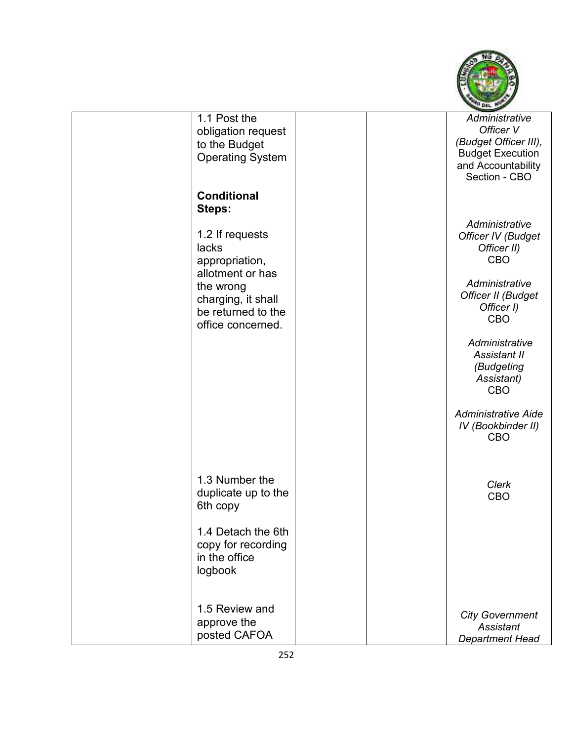| | | | | |
|---|---|---|---|---|
| | 1.1 Post the obligation request to the Budget Operating System | | | *Administrative Officer V (Budget Officer III),* Budget Execution and Accountability Section - CBO |
| | **Conditional Steps:**<br><br>1.2 If requests lacks appropriation, allotment or has the wrong charging, it shall be returned to the office concerned. | | | *Administrative Officer IV (Budget Officer II)* CBO<br><br>*Administrative Officer II (Budget Officer I)* CBO<br><br>*Administrative Assistant II (Budgeting Assistant)* CBO<br><br>*Administrative Aide IV (Bookbinder II)* CBO |
| | 1.3 Number the duplicate up to the 6th copy<br><br>1.4 Detach the 6th copy for recording in the office logbook | | | *Clerk* CBO |
| | 1.5 Review and approve the posted CAFOA | | | *City Government Assistant Department Head* |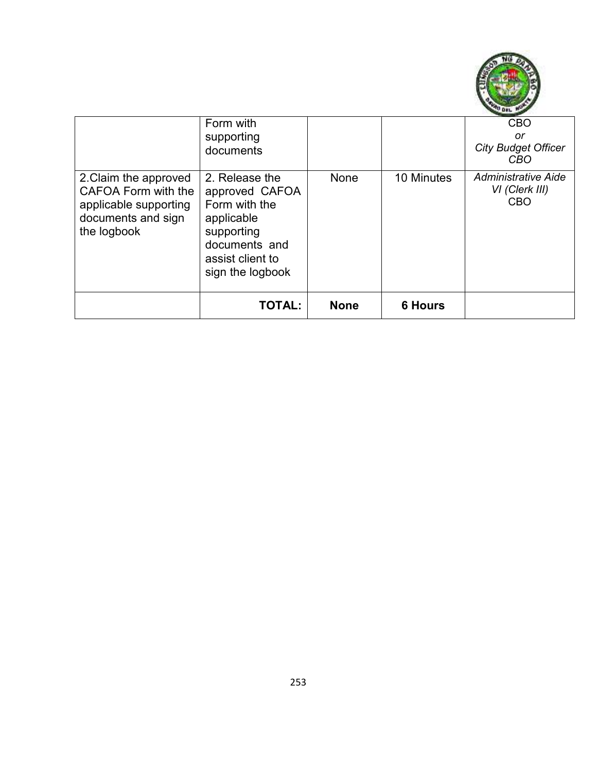| | | | | |
|---|---|---|---|---|
| | Form with supporting documents | | | CBO *or* *City Budget Officer* *CBO* |
| 2.Claim the approved CAFOA Form with the applicable supporting documents and sign the logbook | 2. Release the approved CAFOA Form with the applicable supporting documents and assist client to sign the logbook | None | 10 Minutes | *Administrative Aide VI (Clerk III)* CBO |
| | **TOTAL:** | **None** | **6 Hours** | |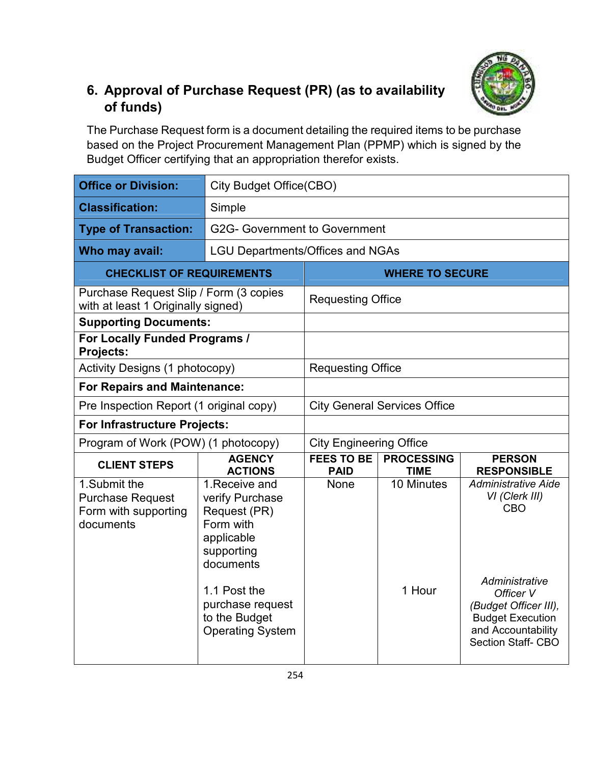## 6. Approval of Purchase Request (PR) (as to availability of funds)

The Purchase Request form is a document detailing the required items to be purchase based on the Project Procurement Management Plan (PPMP) which is signed by the Budget Officer certifying that an appropriation therefor exists.

| **Office or Division:** | City Budget Office(CBO) |
|---|---|
| **Classification:** | Simple |
| **Type of Transaction:** | G2G- Government to Government |
| **Who may avail:** | LGU Departments/Offices and NGAs |

| CHECKLIST OF REQUIREMENTS | WHERE TO SECURE |
|---|---|
| Purchase Request Slip / Form (3 copies with at least 1 Originally signed) | Requesting Office |
| **Supporting Documents:** | |
| **For Locally Funded Programs / Projects:** | |
| Activity Designs (1 photocopy) | Requesting Office |
| **For Repairs and Maintenance:** | |
| Pre Inspection Report (1 original copy) | City General Services Office |
| **For Infrastructure Projects:** | |
| Program of Work (POW) (1 photocopy) | City Engineering Office |

| CLIENT STEPS | AGENCY ACTIONS | FEES TO BE PAID | PROCESSING TIME | PERSON RESPONSIBLE |
|---|---|---|---|---|
| 1.Submit the Purchase Request Form with supporting documents | 1.Receive and verify Purchase Request (PR) Form with applicable supporting documents | None | 10 Minutes | *Administrative Aide VI (Clerk III)* CBO |
| | 1.1 Post the purchase request to the Budget Operating System | | 1 Hour | *Administrative Officer V (Budget Officer III),* Budget Execution and Accountability Section Staff- CBO |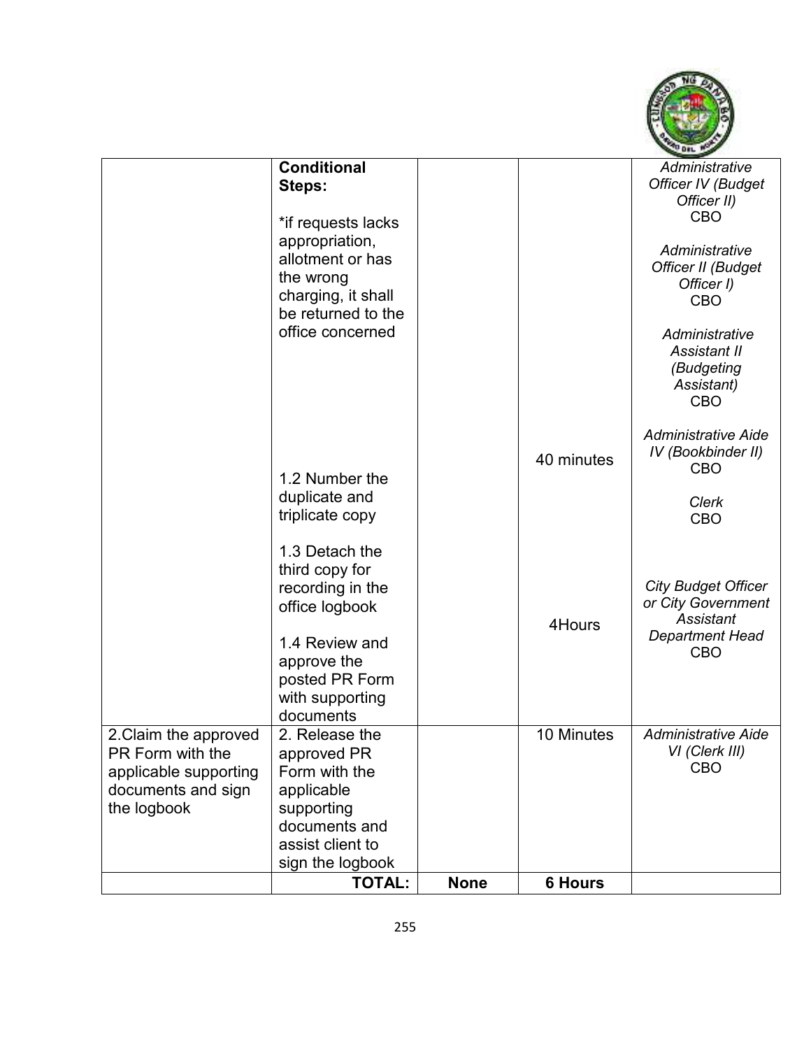| | | | | |
|---|---|---|---|---|
| | **Conditional Steps:**<br><br>*if requests lacks appropriation, allotment or has the wrong charging, it shall be returned to the office concerned<br><br>1.2 Number the duplicate and triplicate copy<br><br>1.3 Detach the third copy for recording in the office logbook<br><br>1.4 Review and approve the posted PR Form with supporting documents | | 40 minutes<br><br>4Hours | *Administrative Officer IV (Budget Officer II)* CBO<br><br>*Administrative Officer II (Budget Officer I)* CBO<br><br>*Administrative Assistant II (Budgeting Assistant)* CBO<br><br>*Administrative Aide IV (Bookbinder II)* CBO<br><br>*Clerk* CBO<br><br>*City Budget Officer or City Government Assistant Department Head* CBO |
| 2.Claim the approved PR Form with the applicable supporting documents and sign the logbook | 2. Release the approved PR Form with the applicable supporting documents and assist client to sign the logbook | | 10 Minutes | *Administrative Aide VI (Clerk III)* CBO |
| | **TOTAL:** | **None** | **6 Hours** | |